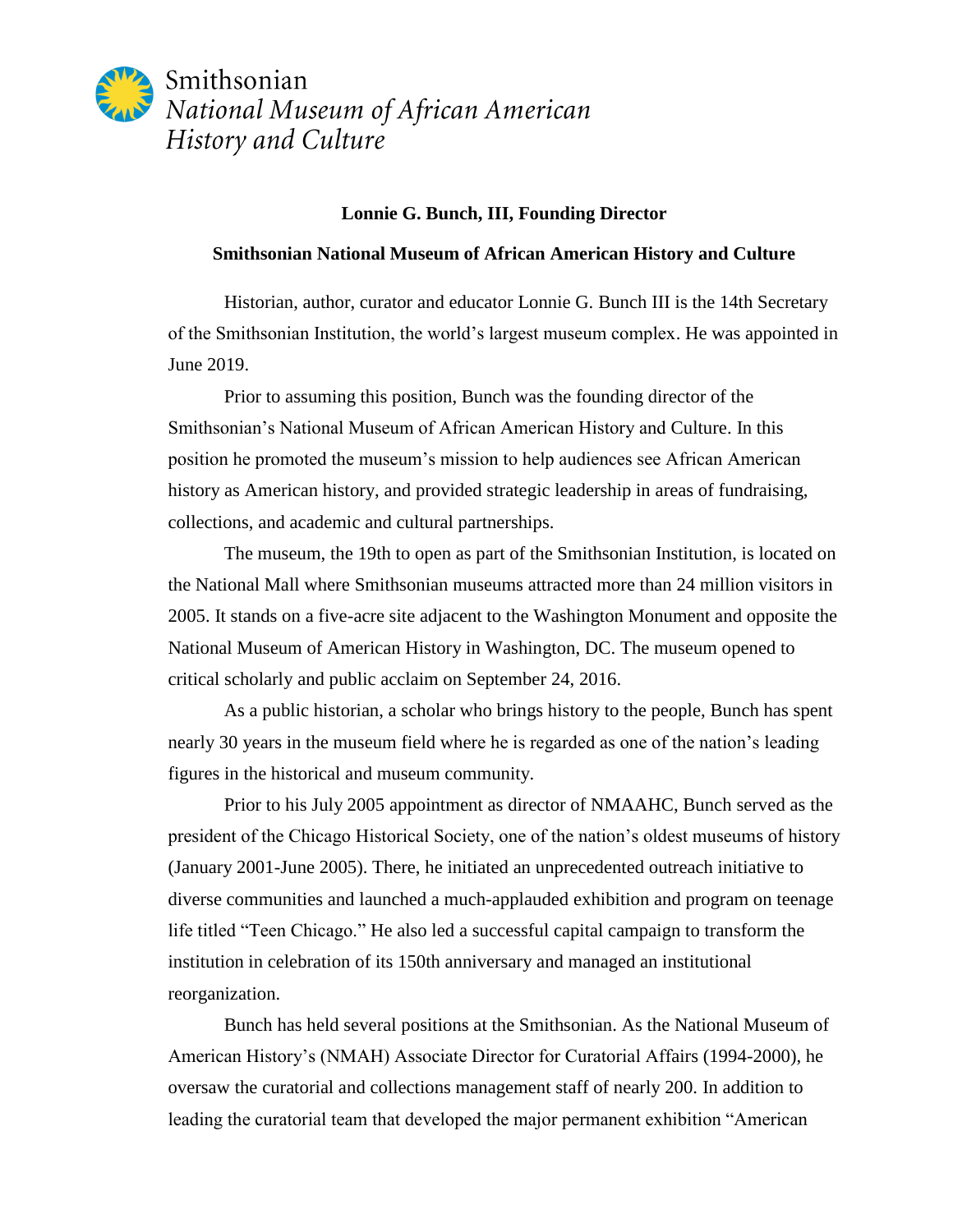Smithsonian
*National Museum of African American History and Culture*

**Lonnie G. Bunch, III, Founding Director**

**Smithsonian National Museum of African American History and Culture**

Historian, author, curator and educator Lonnie G. Bunch III is the 14th Secretary of the Smithsonian Institution, the world's largest museum complex. He was appointed in June 2019.

Prior to assuming this position, Bunch was the founding director of the Smithsonian's National Museum of African American History and Culture. In this position he promoted the museum's mission to help audiences see African American history as American history, and provided strategic leadership in areas of fundraising, collections, and academic and cultural partnerships.

The museum, the 19th to open as part of the Smithsonian Institution, is located on the National Mall where Smithsonian museums attracted more than 24 million visitors in 2005. It stands on a five-acre site adjacent to the Washington Monument and opposite the National Museum of American History in Washington, DC. The museum opened to critical scholarly and public acclaim on September 24, 2016.

As a public historian, a scholar who brings history to the people, Bunch has spent nearly 30 years in the museum field where he is regarded as one of the nation's leading figures in the historical and museum community.

Prior to his July 2005 appointment as director of NMAAHC, Bunch served as the president of the Chicago Historical Society, one of the nation's oldest museums of history (January 2001-June 2005). There, he initiated an unprecedented outreach initiative to diverse communities and launched a much-applauded exhibition and program on teenage life titled "Teen Chicago." He also led a successful capital campaign to transform the institution in celebration of its 150th anniversary and managed an institutional reorganization.

Bunch has held several positions at the Smithsonian. As the National Museum of American History's (NMAH) Associate Director for Curatorial Affairs (1994-2000), he oversaw the curatorial and collections management staff of nearly 200. In addition to leading the curatorial team that developed the major permanent exhibition "American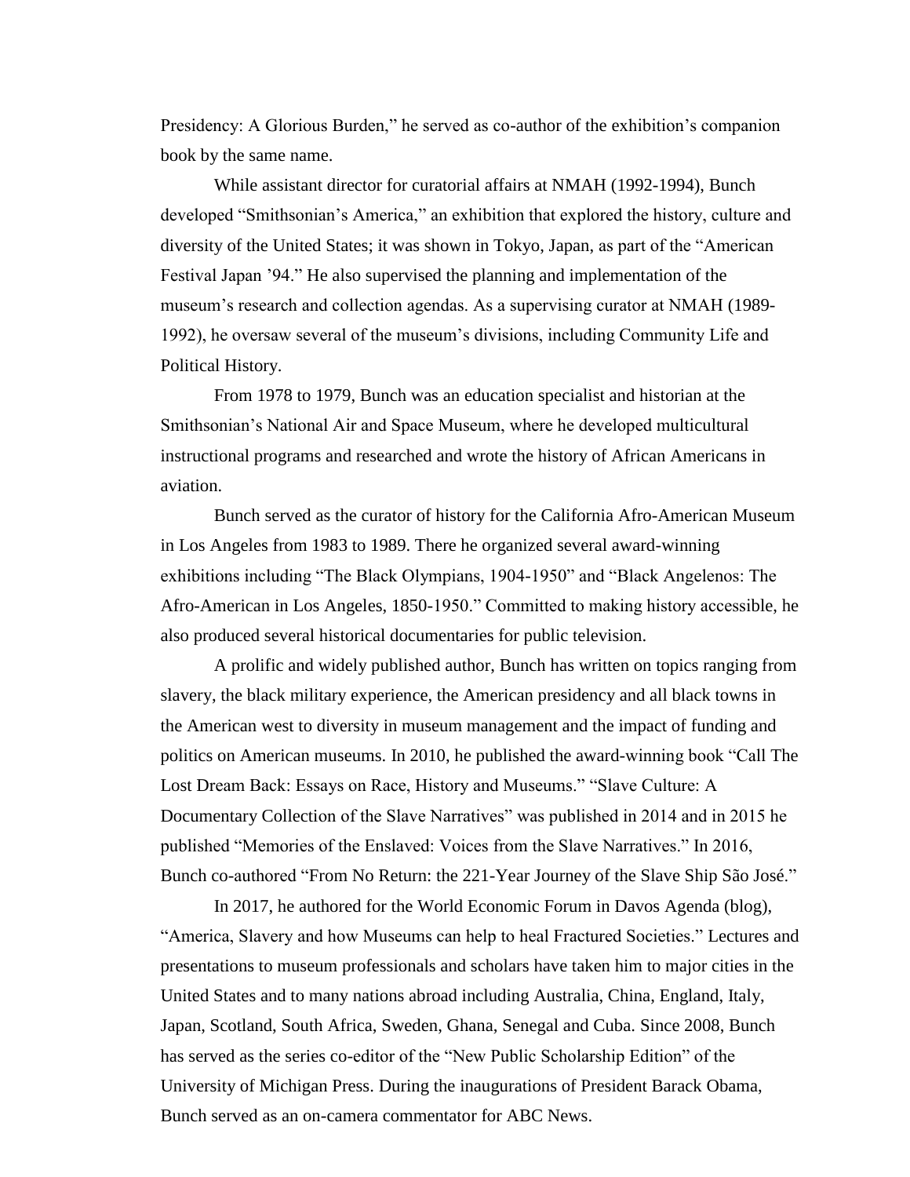Presidency: A Glorious Burden," he served as co-author of the exhibition's companion book by the same name.

While assistant director for curatorial affairs at NMAH (1992-1994), Bunch developed "Smithsonian's America," an exhibition that explored the history, culture and diversity of the United States; it was shown in Tokyo, Japan, as part of the "American Festival Japan '94." He also supervised the planning and implementation of the museum's research and collection agendas. As a supervising curator at NMAH (1989-1992), he oversaw several of the museum's divisions, including Community Life and Political History.

From 1978 to 1979, Bunch was an education specialist and historian at the Smithsonian's National Air and Space Museum, where he developed multicultural instructional programs and researched and wrote the history of African Americans in aviation.

Bunch served as the curator of history for the California Afro-American Museum in Los Angeles from 1983 to 1989. There he organized several award-winning exhibitions including "The Black Olympians, 1904-1950" and "Black Angelenos: The Afro-American in Los Angeles, 1850-1950." Committed to making history accessible, he also produced several historical documentaries for public television.

A prolific and widely published author, Bunch has written on topics ranging from slavery, the black military experience, the American presidency and all black towns in the American west to diversity in museum management and the impact of funding and politics on American museums. In 2010, he published the award-winning book "Call The Lost Dream Back: Essays on Race, History and Museums." "Slave Culture: A Documentary Collection of the Slave Narratives" was published in 2014 and in 2015 he published "Memories of the Enslaved: Voices from the Slave Narratives." In 2016, Bunch co-authored "From No Return: the 221-Year Journey of the Slave Ship São José."

In 2017, he authored for the World Economic Forum in Davos Agenda (blog), "America, Slavery and how Museums can help to heal Fractured Societies." Lectures and presentations to museum professionals and scholars have taken him to major cities in the United States and to many nations abroad including Australia, China, England, Italy, Japan, Scotland, South Africa, Sweden, Ghana, Senegal and Cuba. Since 2008, Bunch has served as the series co-editor of the "New Public Scholarship Edition" of the University of Michigan Press. During the inaugurations of President Barack Obama, Bunch served as an on-camera commentator for ABC News.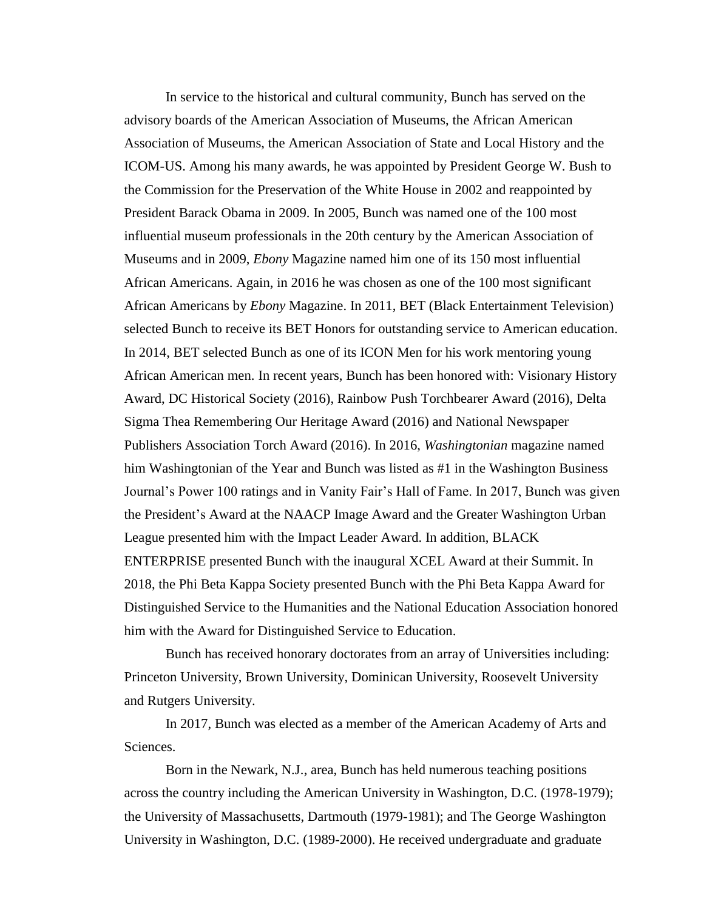In service to the historical and cultural community, Bunch has served on the advisory boards of the American Association of Museums, the African American Association of Museums, the American Association of State and Local History and the ICOM-US. Among his many awards, he was appointed by President George W. Bush to the Commission for the Preservation of the White House in 2002 and reappointed by President Barack Obama in 2009. In 2005, Bunch was named one of the 100 most influential museum professionals in the 20th century by the American Association of Museums and in 2009, *Ebony* Magazine named him one of its 150 most influential African Americans. Again, in 2016 he was chosen as one of the 100 most significant African Americans by *Ebony* Magazine. In 2011, BET (Black Entertainment Television) selected Bunch to receive its BET Honors for outstanding service to American education. In 2014, BET selected Bunch as one of its ICON Men for his work mentoring young African American men. In recent years, Bunch has been honored with: Visionary History Award, DC Historical Society (2016), Rainbow Push Torchbearer Award (2016), Delta Sigma Thea Remembering Our Heritage Award (2016) and National Newspaper Publishers Association Torch Award (2016). In 2016, *Washingtonian* magazine named him Washingtonian of the Year and Bunch was listed as #1 in the Washington Business Journal's Power 100 ratings and in Vanity Fair's Hall of Fame. In 2017, Bunch was given the President's Award at the NAACP Image Award and the Greater Washington Urban League presented him with the Impact Leader Award. In addition, BLACK ENTERPRISE presented Bunch with the inaugural XCEL Award at their Summit. In 2018, the Phi Beta Kappa Society presented Bunch with the Phi Beta Kappa Award for Distinguished Service to the Humanities and the National Education Association honored him with the Award for Distinguished Service to Education.

Bunch has received honorary doctorates from an array of Universities including: Princeton University, Brown University, Dominican University, Roosevelt University and Rutgers University.

In 2017, Bunch was elected as a member of the American Academy of Arts and Sciences.

Born in the Newark, N.J., area, Bunch has held numerous teaching positions across the country including the American University in Washington, D.C. (1978-1979); the University of Massachusetts, Dartmouth (1979-1981); and The George Washington University in Washington, D.C. (1989-2000). He received undergraduate and graduate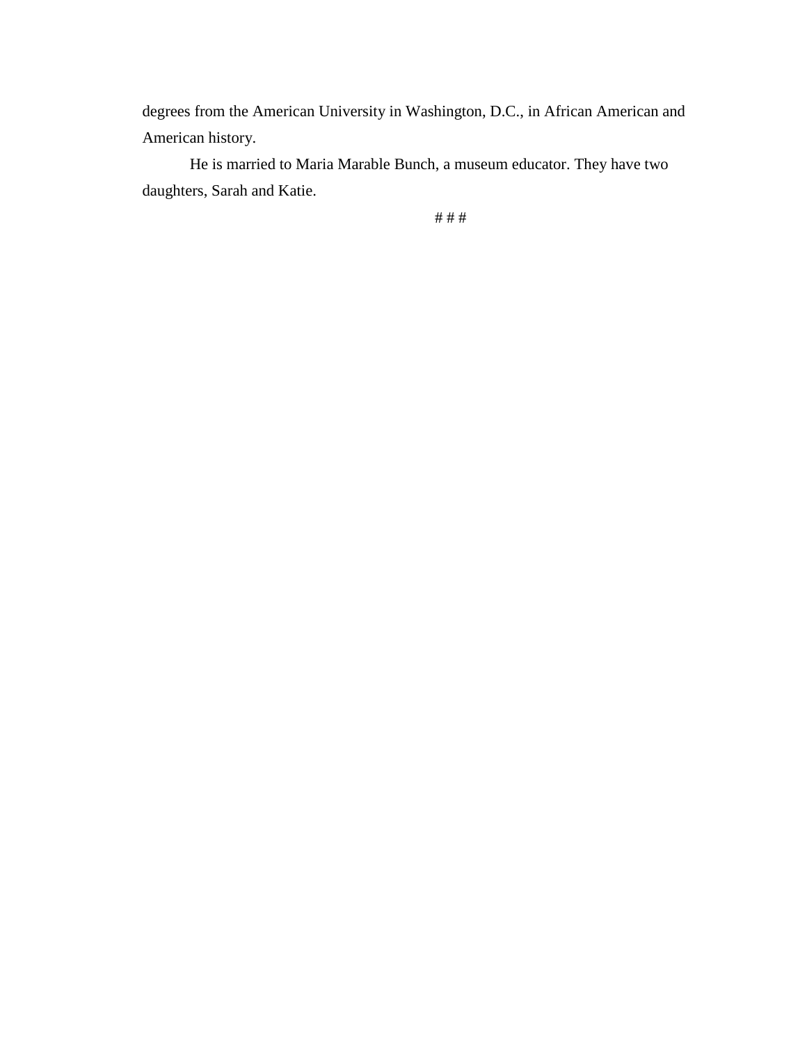degrees from the American University in Washington, D.C., in African American and American history.

He is married to Maria Marable Bunch, a museum educator. They have two daughters, Sarah and Katie.

# # #